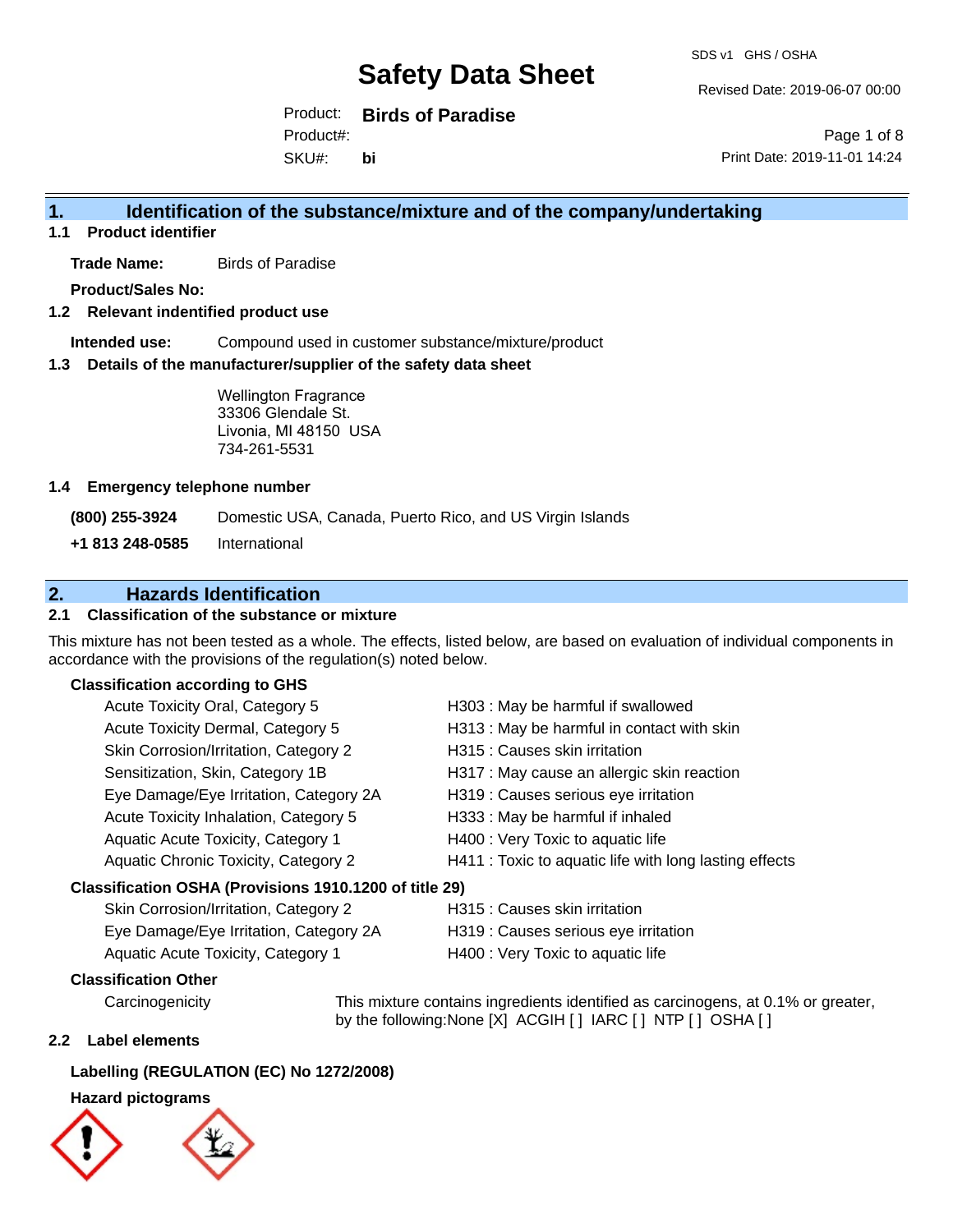# Safety Data Sheet

SDS v1 GHS / OSHA

Revised Date: 2019-06-07 00:00

Product: **Birds of Paradise**
Product#:
SKU#: **bi**

Print Date: 2019-11-01 14:24

## 1. Identification of the substance/mixture and of the company/undertaking

### 1.1 Product identifier

**Trade Name:** Birds of Paradise

**Product/Sales No:**

### 1.2 Relevant indentified product use

**Intended use:** Compound used in customer substance/mixture/product

### 1.3 Details of the manufacturer/supplier of the safety data sheet

Wellington Fragrance
33306 Glendale St.
Livonia, MI 48150 USA
734-261-5531

### 1.4 Emergency telephone number

**(800) 255-3924** Domestic USA, Canada, Puerto Rico, and US Virgin Islands

**+1 813 248-0585** International

## 2. Hazards Identification

### 2.1 Classification of the substance or mixture

This mixture has not been tested as a whole. The effects, listed below, are based on evaluation of individual components in accordance with the provisions of the regulation(s) noted below.

**Classification according to GHS**

| Classification | Hazard statement |
|---|---|
| Acute Toxicity Oral, Category 5 | H303 : May be harmful if swallowed |
| Acute Toxicity Dermal, Category 5 | H313 : May be harmful in contact with skin |
| Skin Corrosion/Irritation, Category 2 | H315 : Causes skin irritation |
| Sensitization, Skin, Category 1B | H317 : May cause an allergic skin reaction |
| Eye Damage/Eye Irritation, Category 2A | H319 : Causes serious eye irritation |
| Acute Toxicity Inhalation, Category 5 | H333 : May be harmful if inhaled |
| Aquatic Acute Toxicity, Category 1 | H400 : Very Toxic to aquatic life |
| Aquatic Chronic Toxicity, Category 2 | H411 : Toxic to aquatic life with long lasting effects |

**Classification OSHA (Provisions 1910.1200 of title 29)**

| Classification | Hazard statement |
|---|---|
| Skin Corrosion/Irritation, Category 2 | H315 : Causes skin irritation |
| Eye Damage/Eye Irritation, Category 2A | H319 : Causes serious eye irritation |
| Aquatic Acute Toxicity, Category 1 | H400 : Very Toxic to aquatic life |

**Classification Other**

Carcinogenicity: This mixture contains ingredients identified as carcinogens, at 0.1% or greater, by the following:None [X] ACGIH [ ] IARC [ ] NTP [ ] OSHA [ ]

### 2.2 Label elements

**Labelling (REGULATION (EC) No 1272/2008)**

**Hazard pictograms**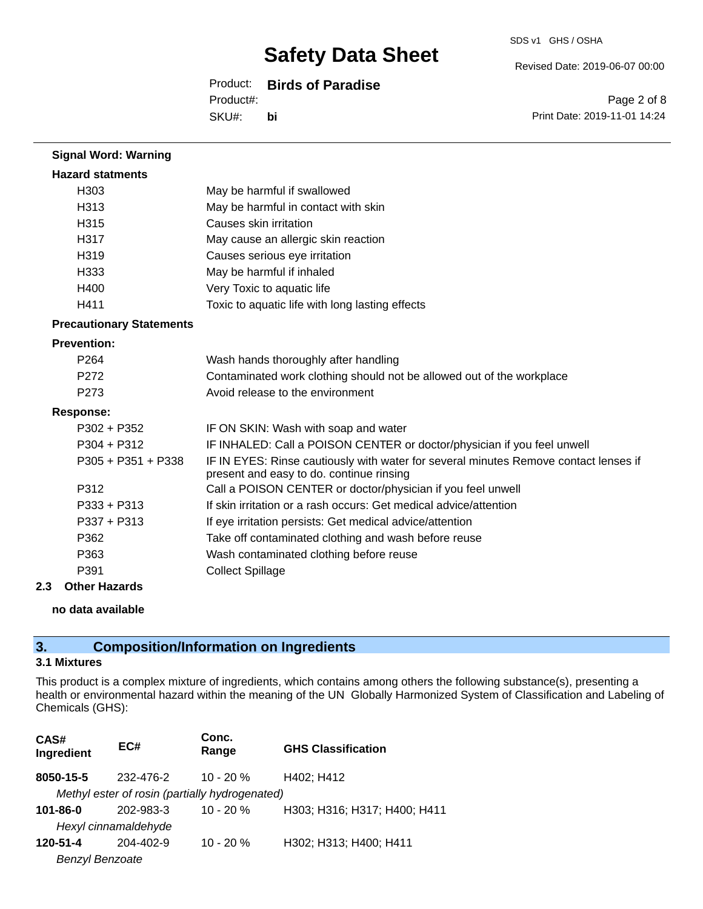**Signal Word: Warning**

**Hazard statments**

| | |
|---|---|
| H303 | May be harmful if swallowed |
| H313 | May be harmful in contact with skin |
| H315 | Causes skin irritation |
| H317 | May cause an allergic skin reaction |
| H319 | Causes serious eye irritation |
| H333 | May be harmful if inhaled |
| H400 | Very Toxic to aquatic life |
| H411 | Toxic to aquatic life with long lasting effects |

**Precautionary Statements**

**Prevention:**

| | |
|---|---|
| P264 | Wash hands thoroughly after handling |
| P272 | Contaminated work clothing should not be allowed out of the workplace |
| P273 | Avoid release to the environment |

**Response:**

| | |
|---|---|
| P302 + P352 | IF ON SKIN: Wash with soap and water |
| P304 + P312 | IF INHALED: Call a POISON CENTER or doctor/physician if you feel unwell |
| P305 + P351 + P338 | IF IN EYES: Rinse cautiously with water for several minutes Remove contact lenses if present and easy to do. continue rinsing |
| P312 | Call a POISON CENTER or doctor/physician if you feel unwell |
| P333 + P313 | If skin irritation or a rash occurs: Get medical advice/attention |
| P337 + P313 | If eye irritation persists: Get medical advice/attention |
| P362 | Take off contaminated clothing and wash before reuse |
| P363 | Wash contaminated clothing before reuse |
| P391 | Collect Spillage |

### 2.3 Other Hazards

**no data available**

## 3. Composition/Information on Ingredients

### 3.1 Mixtures

This product is a complex mixture of ingredients, which contains among others the following substance(s), presenting a health or environmental hazard within the meaning of the UN Globally Harmonized System of Classification and Labeling of Chemicals (GHS):

| CAS# Ingredient | EC# | Conc. Range | GHS Classification |
|---|---|---|---|
| **8050-15-5** | 232-476-2 | 10 - 20 % | H402; H412 |
| *Methyl ester of rosin (partially hydrogenated)* | | | |
| **101-86-0** | 202-983-3 | 10 - 20 % | H303; H316; H317; H400; H411 |
| *Hexyl cinnamaldehyde* | | | |
| **120-51-4** | 204-402-9 | 10 - 20 % | H302; H313; H400; H411 |
| *Benzyl Benzoate* | | | |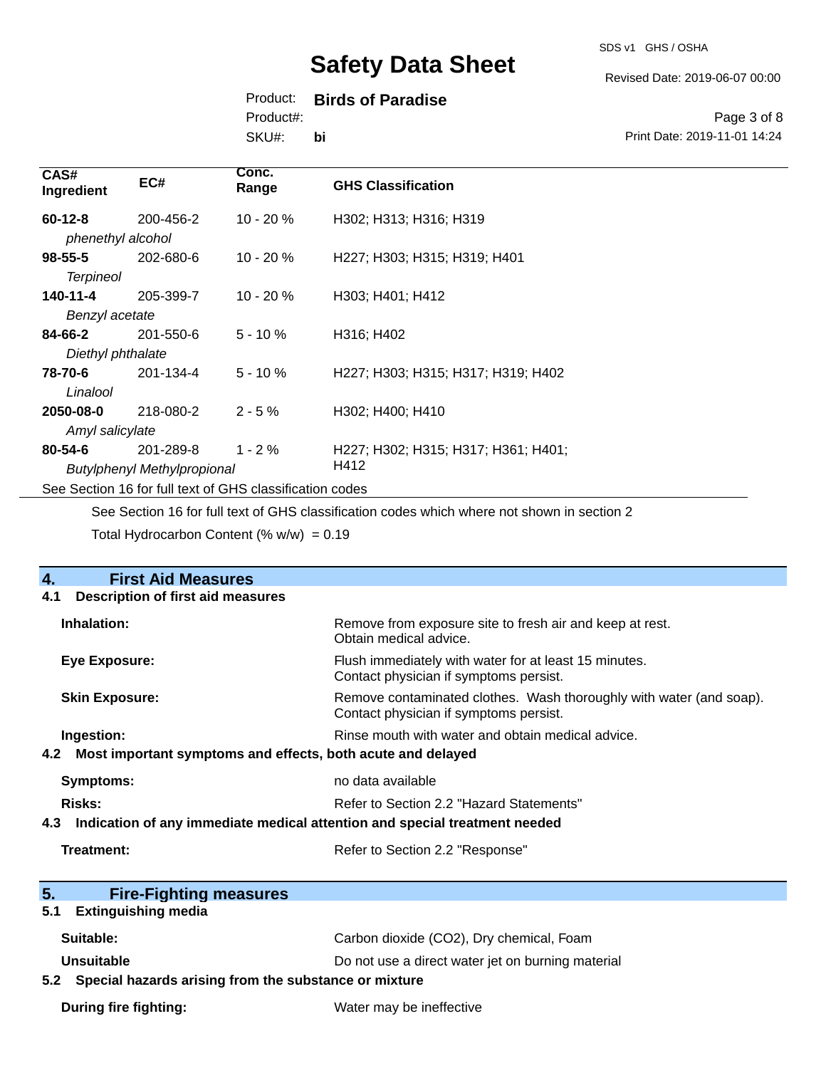| CAS# Ingredient | EC# | Conc. Range | GHS Classification |
|---|---|---|---|
| **60-12-8** *phenethyl alcohol* | 200-456-2 | 10 - 20 % | H302; H313; H316; H319 |
| **98-55-5** *Terpineol* | 202-680-6 | 10 - 20 % | H227; H303; H315; H319; H401 |
| **140-11-4** *Benzyl acetate* | 205-399-7 | 10 - 20 % | H303; H401; H412 |
| **84-66-2** *Diethyl phthalate* | 201-550-6 | 5 - 10 % | H316; H402 |
| **78-70-6** *Linalool* | 201-134-4 | 5 - 10 % | H227; H303; H315; H317; H319; H402 |
| **2050-08-0** *Amyl salicylate* | 218-080-2 | 2 - 5 % | H302; H400; H410 |
| **80-54-6** *Butylphenyl Methylpropional* | 201-289-8 | 1 - 2 % | H227; H302; H315; H317; H361; H401; H412 |

See Section 16 for full text of GHS classification codes

See Section 16 for full text of GHS classification codes which where not shown in section 2

Total Hydrocarbon Content (% w/w) = 0.19

## 4. First Aid Measures

### 4.1 Description of first aid measures

**Inhalation:** Remove from exposure site to fresh air and keep at rest. Obtain medical advice.

**Eye Exposure:** Flush immediately with water for at least 15 minutes. Contact physician if symptoms persist.

**Skin Exposure:** Remove contaminated clothes. Wash thoroughly with water (and soap). Contact physician if symptoms persist.

**Ingestion:** Rinse mouth with water and obtain medical advice.

### 4.2 Most important symptoms and effects, both acute and delayed

**Symptoms:** no data available

**Risks:** Refer to Section 2.2 "Hazard Statements"

### 4.3 Indication of any immediate medical attention and special treatment needed

**Treatment:** Refer to Section 2.2 "Response"

## 5. Fire-Fighting measures

### 5.1 Extinguishing media

**Suitable:** Carbon dioxide (CO2), Dry chemical, Foam

**Unsuitable** Do not use a direct water jet on burning material

### 5.2 Special hazards arising from the substance or mixture

**During fire fighting:** Water may be ineffective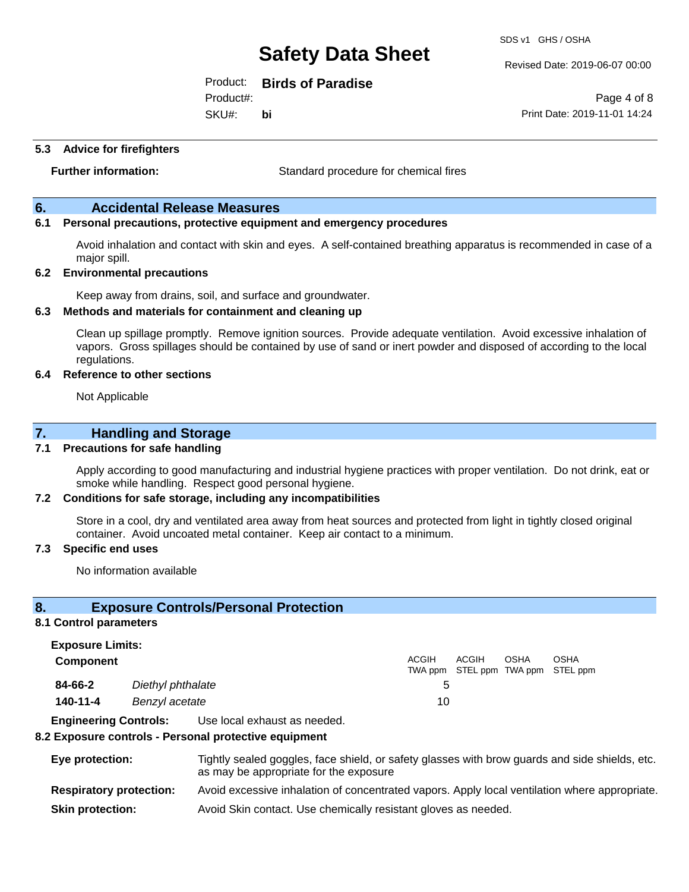### 5.3 Advice for firefighters

**Further information:** Standard procedure for chemical fires

## 6. Accidental Release Measures

### 6.1 Personal precautions, protective equipment and emergency procedures

Avoid inhalation and contact with skin and eyes. A self-contained breathing apparatus is recommended in case of a major spill.

### 6.2 Environmental precautions

Keep away from drains, soil, and surface and groundwater.

### 6.3 Methods and materials for containment and cleaning up

Clean up spillage promptly. Remove ignition sources. Provide adequate ventilation. Avoid excessive inhalation of vapors. Gross spillages should be contained by use of sand or inert powder and disposed of according to the local regulations.

### 6.4 Reference to other sections

Not Applicable

## 7. Handling and Storage

### 7.1 Precautions for safe handling

Apply according to good manufacturing and industrial hygiene practices with proper ventilation. Do not drink, eat or smoke while handling. Respect good personal hygiene.

### 7.2 Conditions for safe storage, including any incompatibilities

Store in a cool, dry and ventilated area away from heat sources and protected from light in tightly closed original container. Avoid uncoated metal container. Keep air contact to a minimum.

### 7.3 Specific end uses

No information available

## 8. Exposure Controls/Personal Protection

### 8.1 Control parameters

**Exposure Limits:**

| Component | | ACGIH TWA ppm | ACGIH STEL ppm | OSHA TWA ppm | OSHA STEL ppm |
|---|---|---|---|---|---|
| **84-66-2** | *Diethyl phthalate* | 5 | | | |
| **140-11-4** | *Benzyl acetate* | 10 | | | |

**Engineering Controls:** Use local exhaust as needed.

### 8.2 Exposure controls - Personal protective equipment

**Eye protection:** Tightly sealed goggles, face shield, or safety glasses with brow guards and side shields, etc. as may be appropriate for the exposure

**Respiratory protection:** Avoid excessive inhalation of concentrated vapors. Apply local ventilation where appropriate.

**Skin protection:** Avoid Skin contact. Use chemically resistant gloves as needed.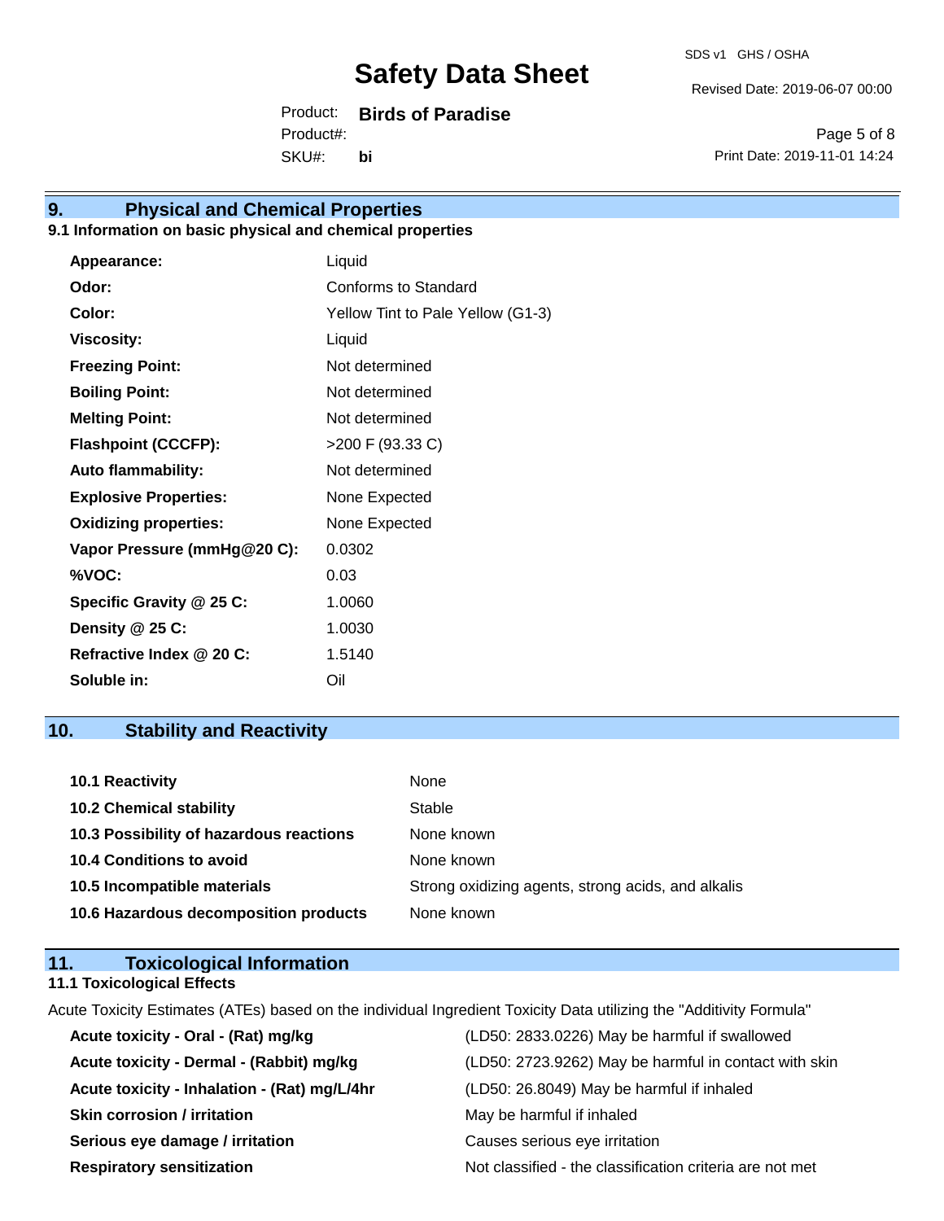## 9. Physical and Chemical Properties

### 9.1 Information on basic physical and chemical properties

| | |
|---|---|
| **Appearance:** | Liquid |
| **Odor:** | Conforms to Standard |
| **Color:** | Yellow Tint to Pale Yellow (G1-3) |
| **Viscosity:** | Liquid |
| **Freezing Point:** | Not determined |
| **Boiling Point:** | Not determined |
| **Melting Point:** | Not determined |
| **Flashpoint (CCCFP):** | >200 F (93.33 C) |
| **Auto flammability:** | Not determined |
| **Explosive Properties:** | None Expected |
| **Oxidizing properties:** | None Expected |
| **Vapor Pressure (mmHg@20 C):** | 0.0302 |
| **%VOC:** | 0.03 |
| **Specific Gravity @ 25 C:** | 1.0060 |
| **Density @ 25 C:** | 1.0030 |
| **Refractive Index @ 20 C:** | 1.5140 |
| **Soluble in:** | Oil |

## 10. Stability and Reactivity

| | |
|---|---|
| **10.1 Reactivity** | None |
| **10.2 Chemical stability** | Stable |
| **10.3 Possibility of hazardous reactions** | None known |
| **10.4 Conditions to avoid** | None known |
| **10.5 Incompatible materials** | Strong oxidizing agents, strong acids, and alkalis |
| **10.6 Hazardous decomposition products** | None known |

## 11. Toxicological Information

### 11.1 Toxicological Effects

Acute Toxicity Estimates (ATEs) based on the individual Ingredient Toxicity Data utilizing the "Additivity Formula"

| | |
|---|---|
| **Acute toxicity - Oral - (Rat) mg/kg** | (LD50: 2833.0226) May be harmful if swallowed |
| **Acute toxicity - Dermal - (Rabbit) mg/kg** | (LD50: 2723.9262) May be harmful in contact with skin |
| **Acute toxicity - Inhalation - (Rat) mg/L/4hr** | (LD50: 26.8049) May be harmful if inhaled |
| **Skin corrosion / irritation** | May be harmful if inhaled |
| **Serious eye damage / irritation** | Causes serious eye irritation |
| **Respiratory sensitization** | Not classified - the classification criteria are not met |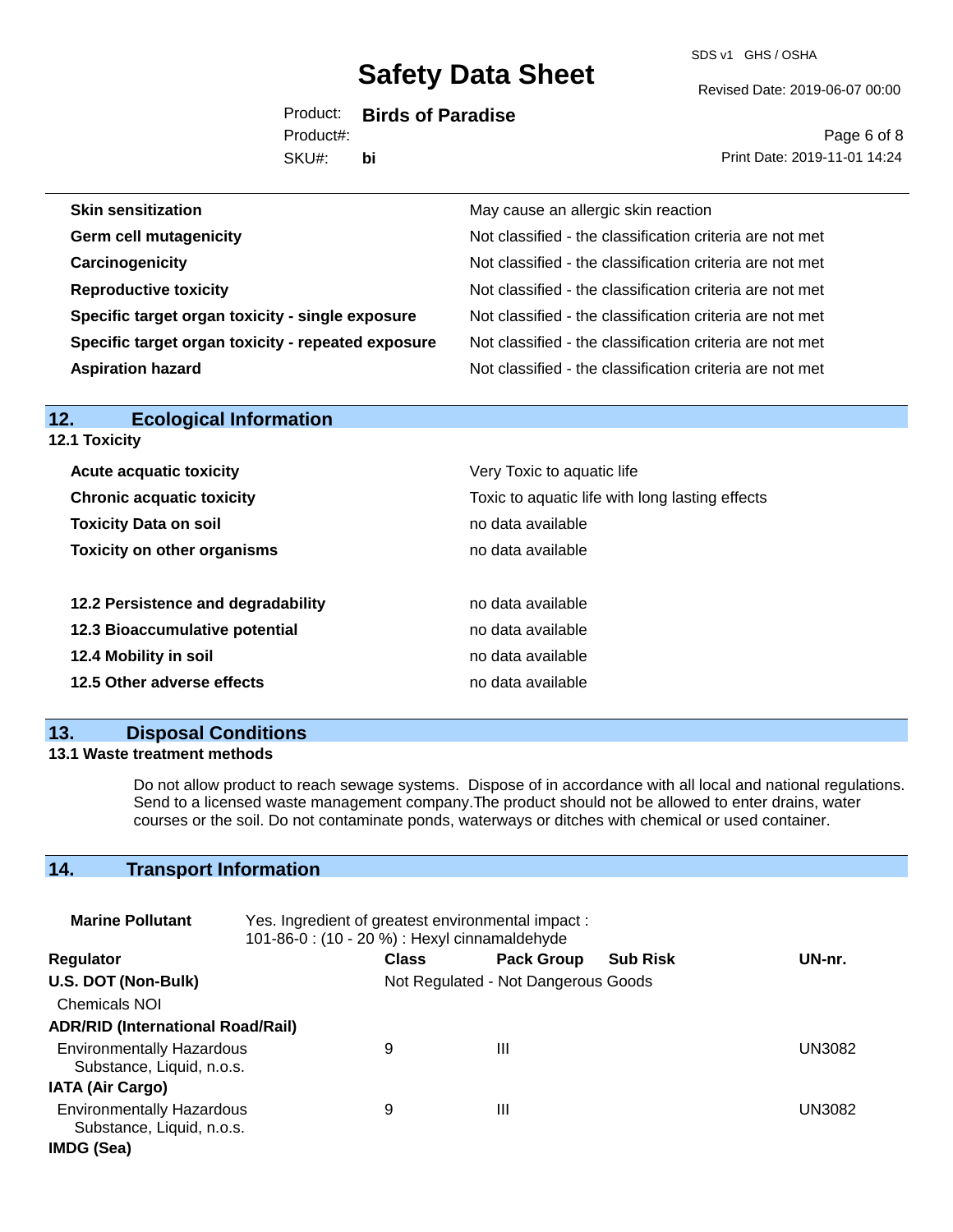| | |
|---|---|
| **Skin sensitization** | May cause an allergic skin reaction |
| **Germ cell mutagenicity** | Not classified - the classification criteria are not met |
| **Carcinogenicity** | Not classified - the classification criteria are not met |
| **Reproductive toxicity** | Not classified - the classification criteria are not met |
| **Specific target organ toxicity - single exposure** | Not classified - the classification criteria are not met |
| **Specific target organ toxicity - repeated exposure** | Not classified - the classification criteria are not met |
| **Aspiration hazard** | Not classified - the classification criteria are not met |

## 12. Ecological Information

### 12.1 Toxicity

| | |
|---|---|
| **Acute acquatic toxicity** | Very Toxic to aquatic life |
| **Chronic acquatic toxicity** | Toxic to aquatic life with long lasting effects |
| **Toxicity Data on soil** | no data available |
| **Toxicity on other organisms** | no data available |

| | |
|---|---|
| **12.2 Persistence and degradability** | no data available |
| **12.3 Bioaccumulative potential** | no data available |
| **12.4 Mobility in soil** | no data available |
| **12.5 Other adverse effects** | no data available |

## 13. Disposal Conditions

### 13.1 Waste treatment methods

Do not allow product to reach sewage systems. Dispose of in accordance with all local and national regulations. Send to a licensed waste management company.The product should not be allowed to enter drains, water courses or the soil. Do not contaminate ponds, waterways or ditches with chemical or used container.

## 14. Transport Information

**Marine Pollutant** Yes. Ingredient of greatest environmental impact : 101-86-0 : (10 - 20 %) : Hexyl cinnamaldehyde

| Regulator | Class | Pack Group | Sub Risk | UN-nr. |
|---|---|---|---|---|
| **U.S. DOT (Non-Bulk)** | Not Regulated - Not Dangerous Goods | | | |
| Chemicals NOI | | | | |
| **ADR/RID (International Road/Rail)** | | | | |
| Environmentally Hazardous Substance, Liquid, n.o.s. | 9 | III | | UN3082 |
| **IATA (Air Cargo)** | | | | |
| Environmentally Hazardous Substance, Liquid, n.o.s. | 9 | III | | UN3082 |
| **IMDG (Sea)** | | | | |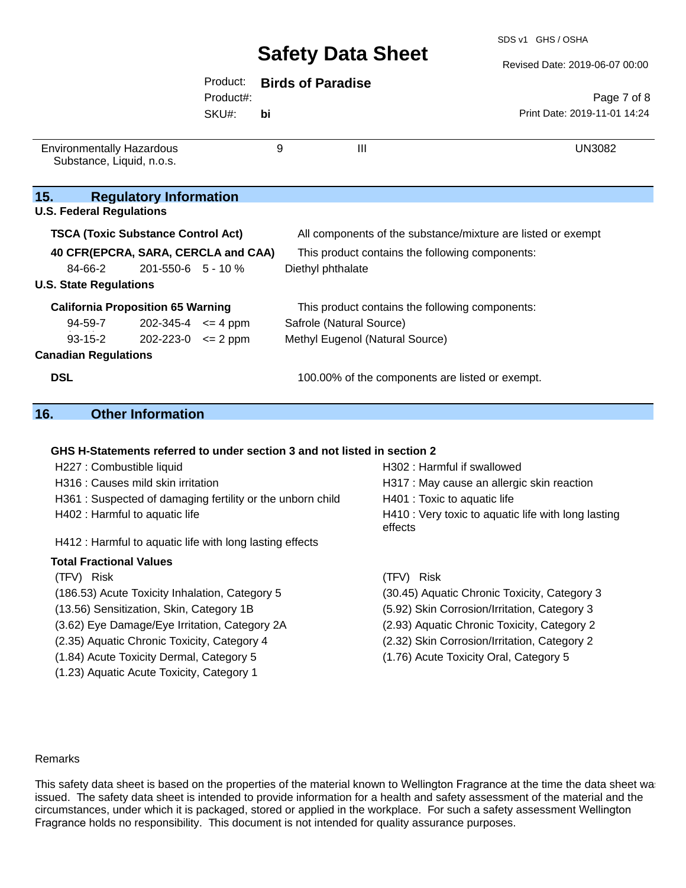| Environmentally Hazardous Substance, Liquid, n.o.s. | 9 | III | UN3082 |
|---|---|---|---|

## 15. Regulatory Information

**U.S. Federal Regulations**

**TSCA (Toxic Substance Control Act)** All components of the substance/mixture are listed or exempt

**40 CFR(EPCRA, SARA, CERCLA and CAA)** This product contains the following components:

| 84-66-2 | 201-550-6 | 5 - 10 % | Diethyl phthalate |
|---|---|---|---|

**U.S. State Regulations**

**California Proposition 65 Warning** This product contains the following components:

| 94-59-7 | 202-345-4 | <= 4 ppm | Safrole (Natural Source) |
|---|---|---|---|
| 93-15-2 | 202-223-0 | <= 2 ppm | Methyl Eugenol (Natural Source) |

**Canadian Regulations**

**DSL** 100.00% of the components are listed or exempt.

## 16. Other Information

**GHS H-Statements referred to under section 3 and not listed in section 2**

H227 : Combustible liquid
H302 : Harmful if swallowed
H316 : Causes mild skin irritation
H317 : May cause an allergic skin reaction
H361 : Suspected of damaging fertility or the unborn child
H401 : Toxic to aquatic life
H402 : Harmful to aquatic life
H410 : Very toxic to aquatic life with long lasting effects
H412 : Harmful to aquatic life with long lasting effects

**Total Fractional Values**

| (TFV) Risk | (TFV) Risk |
|---|---|
| (186.53) Acute Toxicity Inhalation, Category 5 | (30.45) Aquatic Chronic Toxicity, Category 3 |
| (13.56) Sensitization, Skin, Category 1B | (5.92) Skin Corrosion/Irritation, Category 3 |
| (3.62) Eye Damage/Eye Irritation, Category 2A | (2.93) Aquatic Chronic Toxicity, Category 2 |
| (2.35) Aquatic Chronic Toxicity, Category 4 | (2.32) Skin Corrosion/Irritation, Category 2 |
| (1.84) Acute Toxicity Dermal, Category 5 | (1.76) Acute Toxicity Oral, Category 5 |
| (1.23) Aquatic Acute Toxicity, Category 1 | |

Remarks

This safety data sheet is based on the properties of the material known to Wellington Fragrance at the time the data sheet was issued. The safety data sheet is intended to provide information for a health and safety assessment of the material and the circumstances, under which it is packaged, stored or applied in the workplace. For such a safety assessment Wellington Fragrance holds no responsibility. This document is not intended for quality assurance purposes.